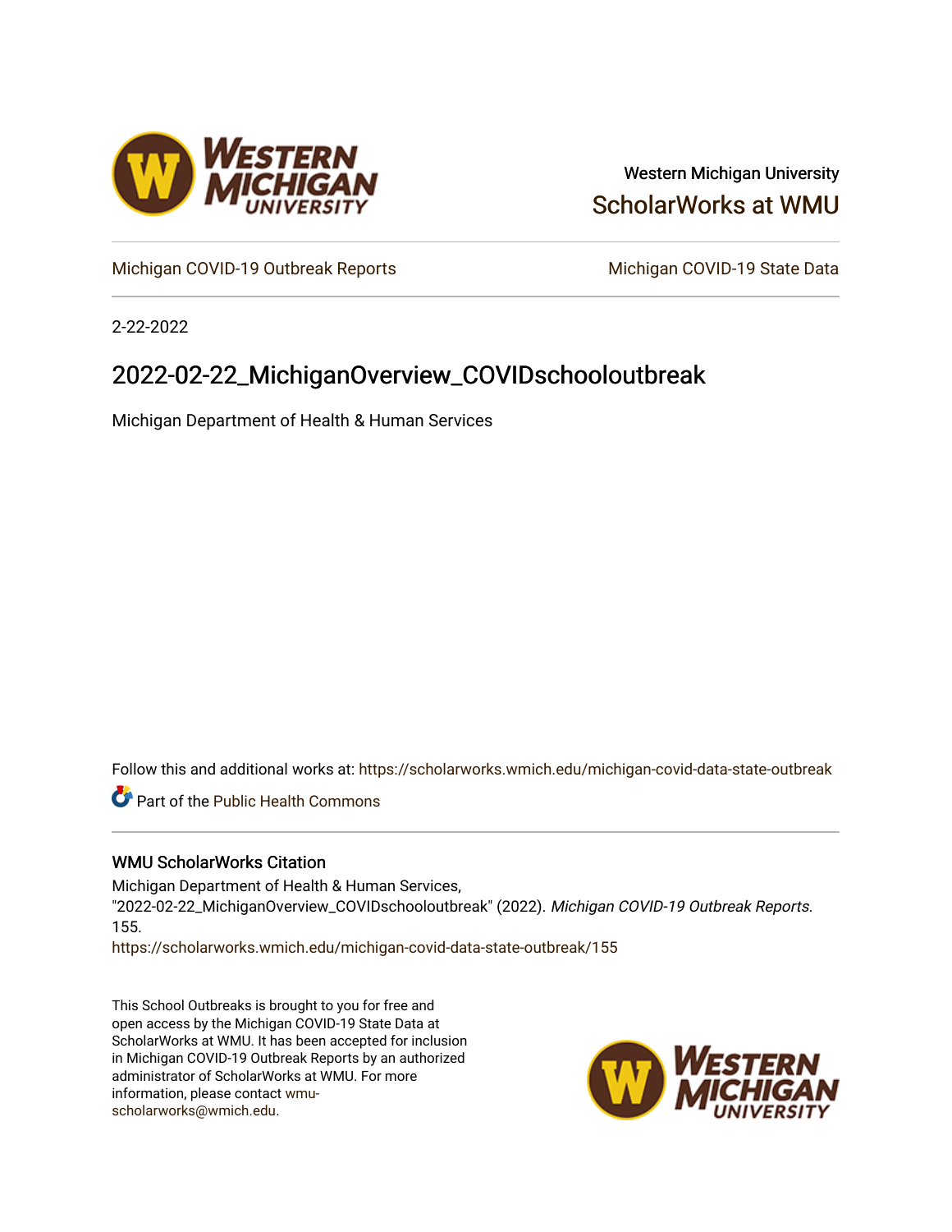Western Michigan University

ScholarWorks at WMU

Michigan COVID-19 Outbreak Reports

Michigan COVID-19 State Data

2-22-2022

# 2022-02-22_MichiganOverview_COVIDschooloutbreak

Michigan Department of Health & Human Services

Follow this and additional works at: https://scholarworks.wmich.edu/michigan-covid-data-state-outbreak

Part of the Public Health Commons

### WMU ScholarWorks Citation

Michigan Department of Health & Human Services, "2022-02-22_MichiganOverview_COVIDschooloutbreak" (2022). *Michigan COVID-19 Outbreak Reports*. 155.
https://scholarworks.wmich.edu/michigan-covid-data-state-outbreak/155

This School Outbreaks is brought to you for free and open access by the Michigan COVID-19 State Data at ScholarWorks at WMU. It has been accepted for inclusion in Michigan COVID-19 Outbreak Reports by an authorized administrator of ScholarWorks at WMU. For more information, please contact wmu-scholarworks@wmich.edu.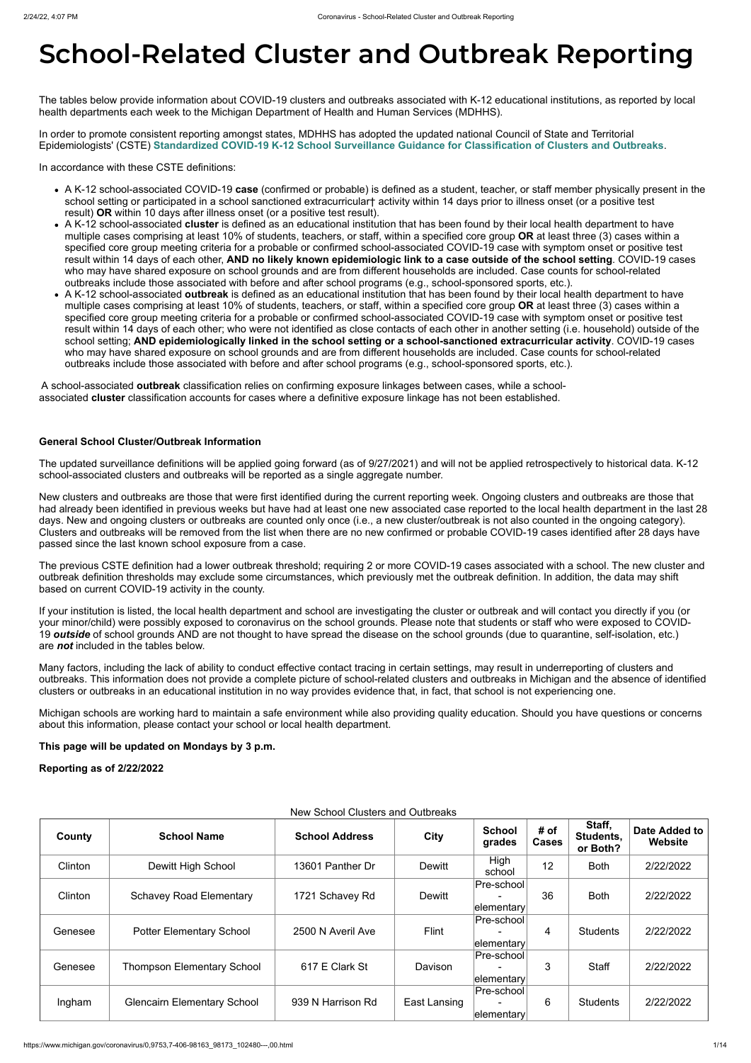# School-Related Cluster and Outbreak Reporting

The tables below provide information about COVID-19 clusters and outbreaks associated with K-12 educational institutions, as reported by local health departments each week to the Michigan Department of Health and Human Services (MDHHS).

In order to promote consistent reporting amongst states, MDHHS has adopted the updated national Council of State and Territorial Epidemiologists' (CSTE) **Standardized COVID-19 K-12 School Surveillance Guidance for Classification of Clusters and Outbreaks**.

In accordance with these CSTE definitions:

- A K-12 school-associated COVID-19 **case** (confirmed or probable) is defined as a student, teacher, or staff member physically present in the school setting or participated in a school sanctioned extracurricular† activity within 14 days prior to illness onset (or a positive test result) **OR** within 10 days after illness onset (or a positive test result).
- A K-12 school-associated **cluster** is defined as an educational institution that has been found by their local health department to have multiple cases comprising at least 10% of students, teachers, or staff, within a specified core group **OR** at least three (3) cases within a specified core group meeting criteria for a probable or confirmed school-associated COVID-19 case with symptom onset or positive test result within 14 days of each other, **AND no likely known epidemiologic link to a case outside of the school setting**. COVID-19 cases who may have shared exposure on school grounds and are from different households are included. Case counts for school-related outbreaks include those associated with before and after school programs (e.g., school-sponsored sports, etc.).
- A K-12 school-associated **outbreak** is defined as an educational institution that has been found by their local health department to have multiple cases comprising at least 10% of students, teachers, or staff, within a specified core group **OR** at least three (3) cases within a specified core group meeting criteria for a probable or confirmed school-associated COVID-19 case with symptom onset or positive test result within 14 days of each other; who were not identified as close contacts of each other in another setting (i.e. household) outside of the school setting; **AND epidemiologically linked in the school setting or a school-sanctioned extracurricular activity**. COVID-19 cases who may have shared exposure on school grounds and are from different households are included. Case counts for school-related outbreaks include those associated with before and after school programs (e.g., school-sponsored sports, etc.).

A school-associated **outbreak** classification relies on confirming exposure linkages between cases, while a school-associated **cluster** classification accounts for cases where a definitive exposure linkage has not been established.

**General School Cluster/Outbreak Information**

The updated surveillance definitions will be applied going forward (as of 9/27/2021) and will not be applied retrospectively to historical data. K-12 school-associated clusters and outbreaks will be reported as a single aggregate number.

New clusters and outbreaks are those that were first identified during the current reporting week. Ongoing clusters and outbreaks are those that had already been identified in previous weeks but have had at least one new associated case reported to the local health department in the last 28 days. New and ongoing clusters or outbreaks are counted only once (i.e., a new cluster/outbreak is not also counted in the ongoing category). Clusters and outbreaks will be removed from the list when there are no new confirmed or probable COVID-19 cases identified after 28 days have passed since the last known school exposure from a case.

The previous CSTE definition had a lower outbreak threshold; requiring 2 or more COVID-19 cases associated with a school. The new cluster and outbreak definition thresholds may exclude some circumstances, which previously met the outbreak definition. In addition, the data may shift based on current COVID-19 activity in the county.

If your institution is listed, the local health department and school are investigating the cluster or outbreak and will contact you directly if you (or your minor/child) were possibly exposed to coronavirus on the school grounds. Please note that students or staff who were exposed to COVID-19 ***outside*** of school grounds AND are not thought to have spread the disease on the school grounds (due to quarantine, self-isolation, etc.) are ***not*** included in the tables below.

Many factors, including the lack of ability to conduct effective contact tracing in certain settings, may result in underreporting of clusters and outbreaks. This information does not provide a complete picture of school-related clusters and outbreaks in Michigan and the absence of identified clusters or outbreaks in an educational institution in no way provides evidence that, in fact, that school is not experiencing one.

Michigan schools are working hard to maintain a safe environment while also providing quality education. Should you have questions or concerns about this information, please contact your school or local health department.

**This page will be updated on Mondays by 3 p.m.**

**Reporting as of 2/22/2022**

New School Clusters and Outbreaks

| County | School Name | School Address | City | School grades | # of Cases | Staff, Students, or Both? | Date Added to Website |
|---|---|---|---|---|---|---|---|
| Clinton | Dewitt High School | 13601 Panther Dr | Dewitt | High school | 12 | Both | 2/22/2022 |
| Clinton | Schavey Road Elementary | 1721 Schavey Rd | Dewitt | Pre-school - elementary | 36 | Both | 2/22/2022 |
| Genesee | Potter Elementary School | 2500 N Averil Ave | Flint | Pre-school - elementary | 4 | Students | 2/22/2022 |
| Genesee | Thompson Elementary School | 617 E Clark St | Davison | Pre-school - elementary | 3 | Staff | 2/22/2022 |
| Ingham | Glencairn Elementary School | 939 N Harrison Rd | East Lansing | Pre-school - elementary | 6 | Students | 2/22/2022 |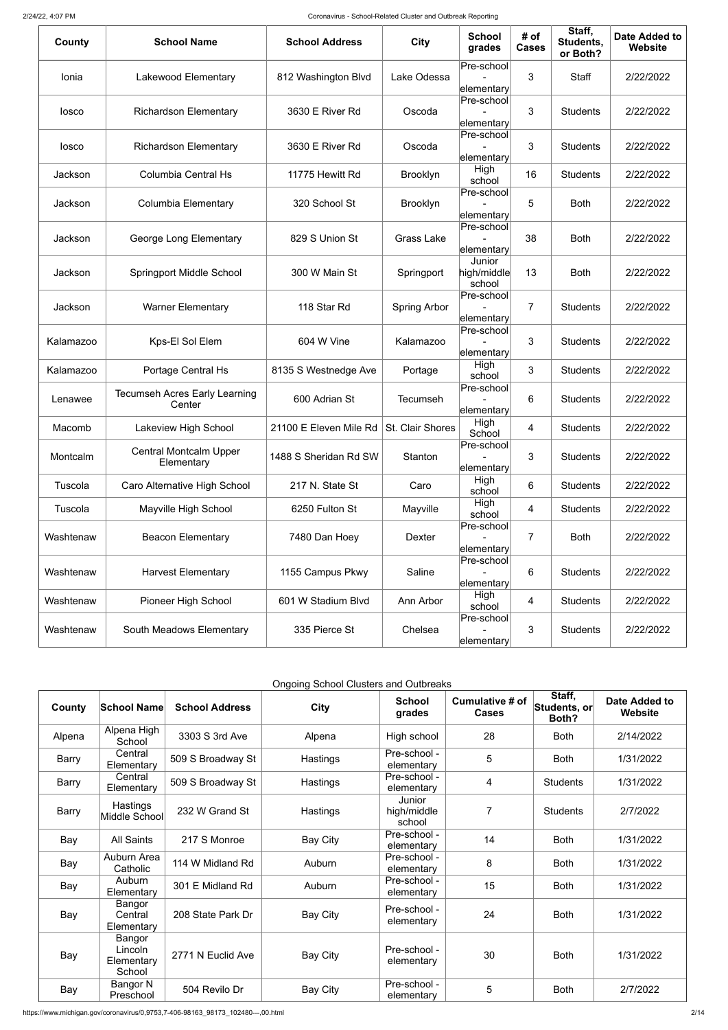| County | School Name | School Address | City | School grades | # of Cases | Staff, Students, or Both? | Date Added to Website |
|---|---|---|---|---|---|---|---|
| Ionia | Lakewood Elementary | 812 Washington Blvd | Lake Odessa | Pre-school - elementary | 3 | Staff | 2/22/2022 |
| Iosco | Richardson Elementary | 3630 E River Rd | Oscoda | Pre-school - elementary | 3 | Students | 2/22/2022 |
| Iosco | Richardson Elementary | 3630 E River Rd | Oscoda | Pre-school - elementary | 3 | Students | 2/22/2022 |
| Jackson | Columbia Central Hs | 11775 Hewitt Rd | Brooklyn | High school | 16 | Students | 2/22/2022 |
| Jackson | Columbia Elementary | 320 School St | Brooklyn | Pre-school - elementary | 5 | Both | 2/22/2022 |
| Jackson | George Long Elementary | 829 S Union St | Grass Lake | Pre-school - elementary | 38 | Both | 2/22/2022 |
| Jackson | Springport Middle School | 300 W Main St | Springport | Junior high/middle school | 13 | Both | 2/22/2022 |
| Jackson | Warner Elementary | 118 Star Rd | Spring Arbor | Pre-school - elementary | 7 | Students | 2/22/2022 |
| Kalamazoo | Kps-El Sol Elem | 604 W Vine | Kalamazoo | Pre-school - elementary | 3 | Students | 2/22/2022 |
| Kalamazoo | Portage Central Hs | 8135 S Westnedge Ave | Portage | High school | 3 | Students | 2/22/2022 |
| Lenawee | Tecumseh Acres Early Learning Center | 600 Adrian St | Tecumseh | Pre-school - elementary | 6 | Students | 2/22/2022 |
| Macomb | Lakeview High School | 21100 E Eleven Mile Rd | St. Clair Shores | High School | 4 | Students | 2/22/2022 |
| Montcalm | Central Montcalm Upper Elementary | 1488 S Sheridan Rd SW | Stanton | Pre-school - elementary | 3 | Students | 2/22/2022 |
| Tuscola | Caro Alternative High School | 217 N. State St | Caro | High school | 6 | Students | 2/22/2022 |
| Tuscola | Mayville High School | 6250 Fulton St | Mayville | High school | 4 | Students | 2/22/2022 |
| Washtenaw | Beacon Elementary | 7480 Dan Hoey | Dexter | Pre-school - elementary | 7 | Both | 2/22/2022 |
| Washtenaw | Harvest Elementary | 1155 Campus Pkwy | Saline | Pre-school - elementary | 6 | Students | 2/22/2022 |
| Washtenaw | Pioneer High School | 601 W Stadium Blvd | Ann Arbor | High school | 4 | Students | 2/22/2022 |
| Washtenaw | South Meadows Elementary | 335 Pierce St | Chelsea | Pre-school - elementary | 3 | Students | 2/22/2022 |

Ongoing School Clusters and Outbreaks

| County | School Name | School Address | City | School grades | Cumulative # of Cases | Staff, Students, or Both? | Date Added to Website |
|---|---|---|---|---|---|---|---|
| Alpena | Alpena High School | 3303 S 3rd Ave | Alpena | High school | 28 | Both | 2/14/2022 |
| Barry | Central Elementary | 509 S Broadway St | Hastings | Pre-school - elementary | 5 | Both | 1/31/2022 |
| Barry | Central Elementary | 509 S Broadway St | Hastings | Pre-school - elementary | 4 | Students | 1/31/2022 |
| Barry | Hastings Middle School | 232 W Grand St | Hastings | Junior high/middle school | 7 | Students | 2/7/2022 |
| Bay | All Saints | 217 S Monroe | Bay City | Pre-school - elementary | 14 | Both | 1/31/2022 |
| Bay | Auburn Area Catholic | 114 W Midland Rd | Auburn | Pre-school - elementary | 8 | Both | 1/31/2022 |
| Bay | Auburn Elementary | 301 E Midland Rd | Auburn | Pre-school - elementary | 15 | Both | 1/31/2022 |
| Bay | Bangor Central Elementary | 208 State Park Dr | Bay City | Pre-school - elementary | 24 | Both | 1/31/2022 |
| Bay | Bangor Lincoln Elementary School | 2771 N Euclid Ave | Bay City | Pre-school - elementary | 30 | Both | 1/31/2022 |
| Bay | Bangor N Preschool | 504 Revilo Dr | Bay City | Pre-school - elementary | 5 | Both | 2/7/2022 |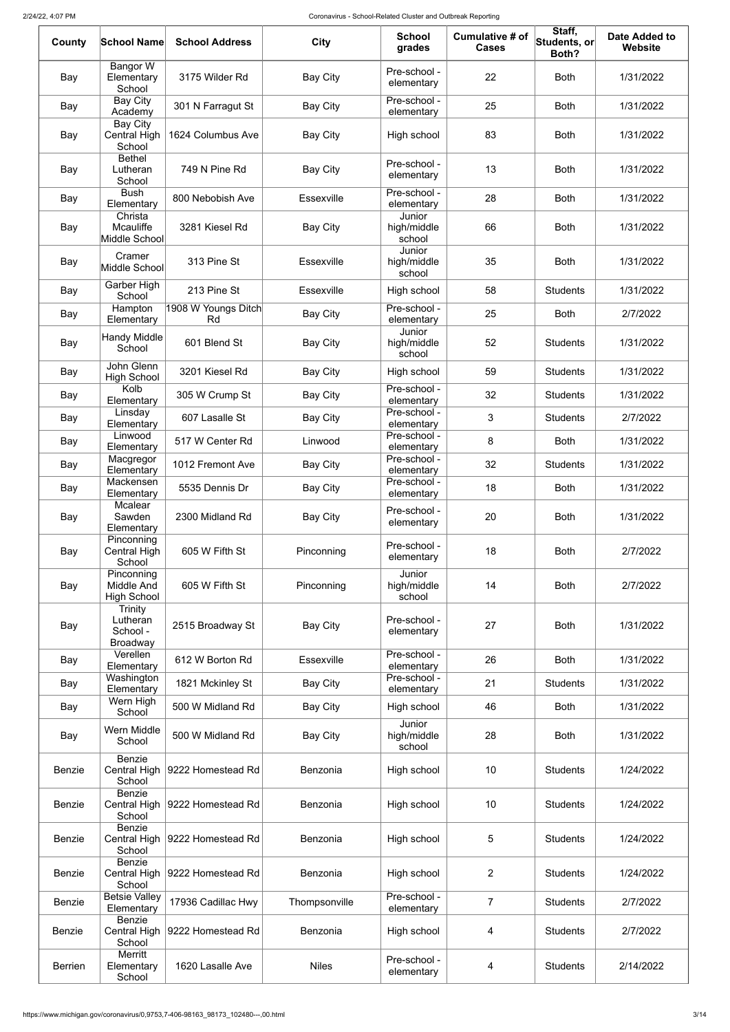| County | School Name | School Address | City | School grades | Cumulative # of Cases | Staff, Students, or Both? | Date Added to Website |
|---|---|---|---|---|---|---|---|
| Bay | Bangor W Elementary School | 3175 Wilder Rd | Bay City | Pre-school - elementary | 22 | Both | 1/31/2022 |
| Bay | Bay City Academy | 301 N Farragut St | Bay City | Pre-school - elementary | 25 | Both | 1/31/2022 |
| Bay | Bay City Central High School | 1624 Columbus Ave | Bay City | High school | 83 | Both | 1/31/2022 |
| Bay | Bethel Lutheran School | 749 N Pine Rd | Bay City | Pre-school - elementary | 13 | Both | 1/31/2022 |
| Bay | Bush Elementary | 800 Nebobish Ave | Essexville | Pre-school - elementary | 28 | Both | 1/31/2022 |
| Bay | Christa Mcauliffe Middle School | 3281 Kiesel Rd | Bay City | Junior high/middle school | 66 | Both | 1/31/2022 |
| Bay | Cramer Middle School | 313 Pine St | Essexville | Junior high/middle school | 35 | Both | 1/31/2022 |
| Bay | Garber High School | 213 Pine St | Essexville | High school | 58 | Students | 1/31/2022 |
| Bay | Hampton Elementary | 1908 W Youngs Ditch Rd | Bay City | Pre-school - elementary | 25 | Both | 2/7/2022 |
| Bay | Handy Middle School | 601 Blend St | Bay City | Junior high/middle school | 52 | Students | 1/31/2022 |
| Bay | John Glenn High School | 3201 Kiesel Rd | Bay City | High school | 59 | Students | 1/31/2022 |
| Bay | Kolb Elementary | 305 W Crump St | Bay City | Pre-school - elementary | 32 | Students | 1/31/2022 |
| Bay | Linsday Elementary | 607 Lasalle St | Bay City | Pre-school - elementary | 3 | Students | 2/7/2022 |
| Bay | Linwood Elementary | 517 W Center Rd | Linwood | Pre-school - elementary | 8 | Both | 1/31/2022 |
| Bay | Macgregor Elementary | 1012 Fremont Ave | Bay City | Pre-school - elementary | 32 | Students | 1/31/2022 |
| Bay | Mackensen Elementary | 5535 Dennis Dr | Bay City | Pre-school - elementary | 18 | Both | 1/31/2022 |
| Bay | Mcalear Sawden Elementary | 2300 Midland Rd | Bay City | Pre-school - elementary | 20 | Both | 1/31/2022 |
| Bay | Pinconning Central High School | 605 W Fifth St | Pinconning | Pre-school - elementary | 18 | Both | 2/7/2022 |
| Bay | Pinconning Middle And High School | 605 W Fifth St | Pinconning | Junior high/middle school | 14 | Both | 2/7/2022 |
| Bay | Trinity Lutheran School - Broadway | 2515 Broadway St | Bay City | Pre-school - elementary | 27 | Both | 1/31/2022 |
| Bay | Verellen Elementary | 612 W Borton Rd | Essexville | Pre-school - elementary | 26 | Both | 1/31/2022 |
| Bay | Washington Elementary | 1821 Mckinley St | Bay City | Pre-school - elementary | 21 | Students | 1/31/2022 |
| Bay | Wern High School | 500 W Midland Rd | Bay City | High school | 46 | Both | 1/31/2022 |
| Bay | Wern Middle School | 500 W Midland Rd | Bay City | Junior high/middle school | 28 | Both | 1/31/2022 |
| Benzie | Benzie Central High School | 9222 Homestead Rd | Benzonia | High school | 10 | Students | 1/24/2022 |
| Benzie | Benzie Central High School | 9222 Homestead Rd | Benzonia | High school | 10 | Students | 1/24/2022 |
| Benzie | Benzie Central High School | 9222 Homestead Rd | Benzonia | High school | 5 | Students | 1/24/2022 |
| Benzie | Benzie Central High School | 9222 Homestead Rd | Benzonia | High school | 2 | Students | 1/24/2022 |
| Benzie | Betsie Valley Elementary | 17936 Cadillac Hwy | Thompsonville | Pre-school - elementary | 7 | Students | 2/7/2022 |
| Benzie | Benzie Central High School | 9222 Homestead Rd | Benzonia | High school | 4 | Students | 2/7/2022 |
| Berrien | Merritt Elementary School | 1620 Lasalle Ave | Niles | Pre-school - elementary | 4 | Students | 2/14/2022 |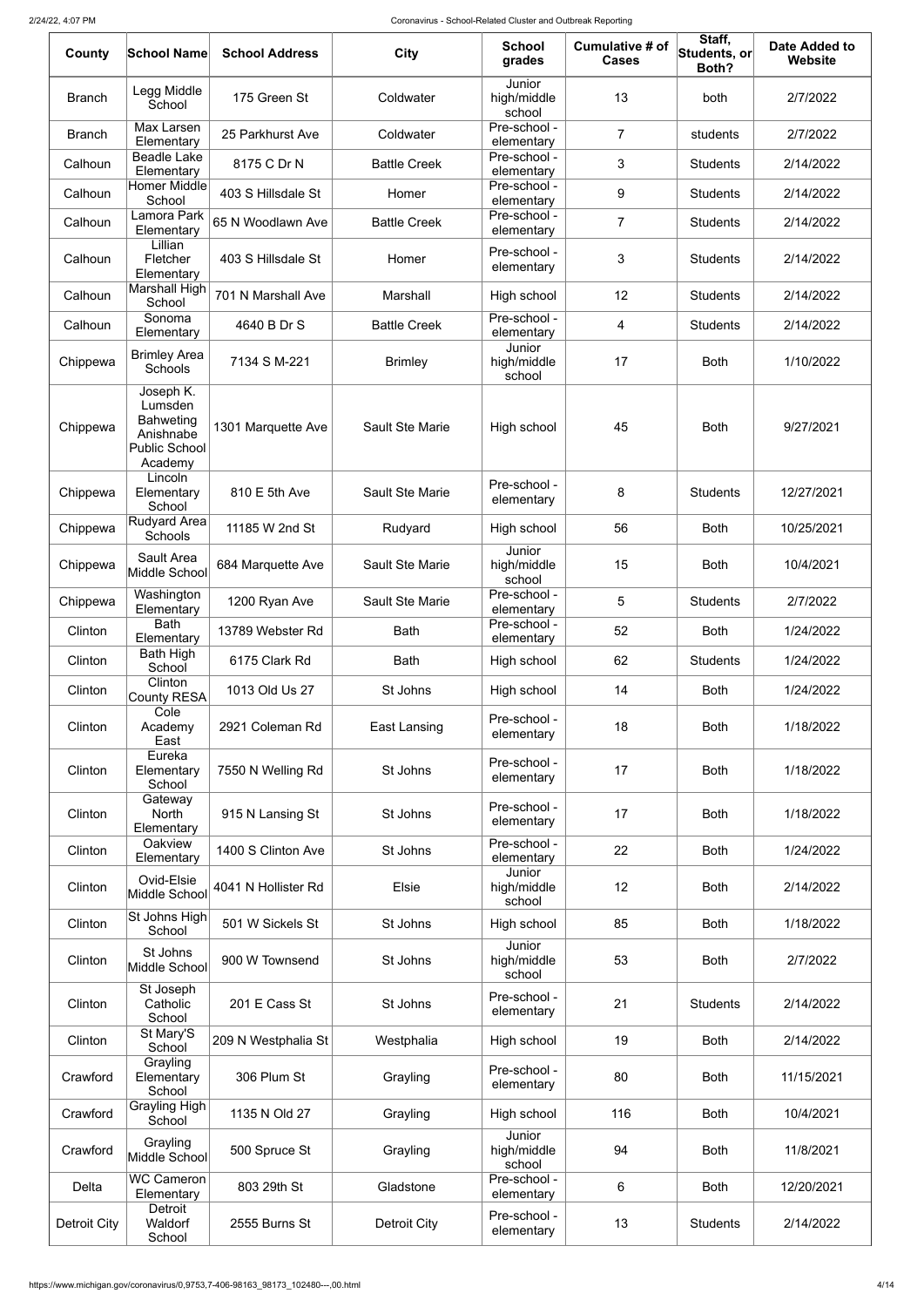| County | School Name | School Address | City | School grades | Cumulative # of Cases | Staff, Students, or Both? | Date Added to Website |
|---|---|---|---|---|---|---|---|
| Branch | Legg Middle School | 175 Green St | Coldwater | Junior high/middle school | 13 | both | 2/7/2022 |
| Branch | Max Larsen Elementary | 25 Parkhurst Ave | Coldwater | Pre-school - elementary | 7 | students | 2/7/2022 |
| Calhoun | Beadle Lake Elementary | 8175 C Dr N | Battle Creek | Pre-school - elementary | 3 | Students | 2/14/2022 |
| Calhoun | Homer Middle School | 403 S Hillsdale St | Homer | Pre-school - elementary | 9 | Students | 2/14/2022 |
| Calhoun | Lamora Park Elementary | 65 N Woodlawn Ave | Battle Creek | Pre-school - elementary | 7 | Students | 2/14/2022 |
| Calhoun | Lillian Fletcher Elementary | 403 S Hillsdale St | Homer | Pre-school - elementary | 3 | Students | 2/14/2022 |
| Calhoun | Marshall High School | 701 N Marshall Ave | Marshall | High school | 12 | Students | 2/14/2022 |
| Calhoun | Sonoma Elementary | 4640 B Dr S | Battle Creek | Pre-school - elementary | 4 | Students | 2/14/2022 |
| Chippewa | Brimley Area Schools | 7134 S M-221 | Brimley | Junior high/middle school | 17 | Both | 1/10/2022 |
| Chippewa | Joseph K. Lumsden Bahweting Anishnabe Public School Academy | 1301 Marquette Ave | Sault Ste Marie | High school | 45 | Both | 9/27/2021 |
| Chippewa | Lincoln Elementary School | 810 E 5th Ave | Sault Ste Marie | Pre-school - elementary | 8 | Students | 12/27/2021 |
| Chippewa | Rudyard Area Schools | 11185 W 2nd St | Rudyard | High school | 56 | Both | 10/25/2021 |
| Chippewa | Sault Area Middle School | 684 Marquette Ave | Sault Ste Marie | Junior high/middle school | 15 | Both | 10/4/2021 |
| Chippewa | Washington Elementary | 1200 Ryan Ave | Sault Ste Marie | Pre-school - elementary | 5 | Students | 2/7/2022 |
| Clinton | Bath Elementary | 13789 Webster Rd | Bath | Pre-school - elementary | 52 | Both | 1/24/2022 |
| Clinton | Bath High School | 6175 Clark Rd | Bath | High school | 62 | Students | 1/24/2022 |
| Clinton | Clinton County RESA | 1013 Old Us 27 | St Johns | High school | 14 | Both | 1/24/2022 |
| Clinton | Cole Academy East | 2921 Coleman Rd | East Lansing | Pre-school - elementary | 18 | Both | 1/18/2022 |
| Clinton | Eureka Elementary School | 7550 N Welling Rd | St Johns | Pre-school - elementary | 17 | Both | 1/18/2022 |
| Clinton | Gateway North Elementary | 915 N Lansing St | St Johns | Pre-school - elementary | 17 | Both | 1/18/2022 |
| Clinton | Oakview Elementary | 1400 S Clinton Ave | St Johns | Pre-school - elementary | 22 | Both | 1/24/2022 |
| Clinton | Ovid-Elsie Middle School | 4041 N Hollister Rd | Elsie | Junior high/middle school | 12 | Both | 2/14/2022 |
| Clinton | St Johns High School | 501 W Sickels St | St Johns | High school | 85 | Both | 1/18/2022 |
| Clinton | St Johns Middle School | 900 W Townsend | St Johns | Junior high/middle school | 53 | Both | 2/7/2022 |
| Clinton | St Joseph Catholic School | 201 E Cass St | St Johns | Pre-school - elementary | 21 | Students | 2/14/2022 |
| Clinton | St Mary'S School | 209 N Westphalia St | Westphalia | High school | 19 | Both | 2/14/2022 |
| Crawford | Grayling Elementary School | 306 Plum St | Grayling | Pre-school - elementary | 80 | Both | 11/15/2021 |
| Crawford | Grayling High School | 1135 N Old 27 | Grayling | High school | 116 | Both | 10/4/2021 |
| Crawford | Grayling Middle School | 500 Spruce St | Grayling | Junior high/middle school | 94 | Both | 11/8/2021 |
| Delta | WC Cameron Elementary | 803 29th St | Gladstone | Pre-school - elementary | 6 | Both | 12/20/2021 |
| Detroit City | Detroit Waldorf School | 2555 Burns St | Detroit City | Pre-school - elementary | 13 | Students | 2/14/2022 |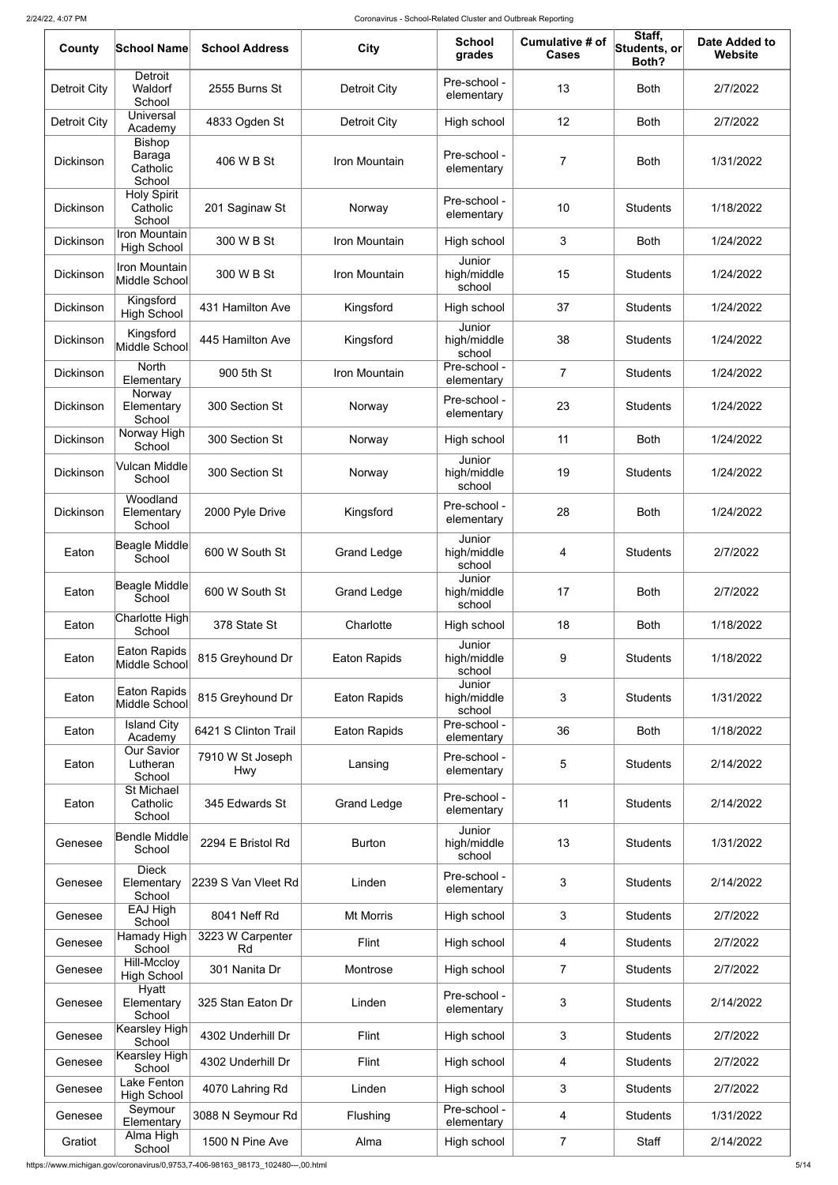| County | School Name | School Address | City | School grades | Cumulative # of Cases | Staff, Students, or Both? | Date Added to Website |
|---|---|---|---|---|---|---|---|
| Detroit City | Detroit Waldorf School | 2555 Burns St | Detroit City | Pre-school - elementary | 13 | Both | 2/7/2022 |
| Detroit City | Universal Academy | 4833 Ogden St | Detroit City | High school | 12 | Both | 2/7/2022 |
| Dickinson | Bishop Baraga Catholic School | 406 W B St | Iron Mountain | Pre-school - elementary | 7 | Both | 1/31/2022 |
| Dickinson | Holy Spirit Catholic School | 201 Saginaw St | Norway | Pre-school - elementary | 10 | Students | 1/18/2022 |
| Dickinson | Iron Mountain High School | 300 W B St | Iron Mountain | High school | 3 | Both | 1/24/2022 |
| Dickinson | Iron Mountain Middle School | 300 W B St | Iron Mountain | Junior high/middle school | 15 | Students | 1/24/2022 |
| Dickinson | Kingsford High School | 431 Hamilton Ave | Kingsford | High school | 37 | Students | 1/24/2022 |
| Dickinson | Kingsford Middle School | 445 Hamilton Ave | Kingsford | Junior high/middle school | 38 | Students | 1/24/2022 |
| Dickinson | North Elementary | 900 5th St | Iron Mountain | Pre-school - elementary | 7 | Students | 1/24/2022 |
| Dickinson | Norway Elementary School | 300 Section St | Norway | Pre-school - elementary | 23 | Students | 1/24/2022 |
| Dickinson | Norway High School | 300 Section St | Norway | High school | 11 | Both | 1/24/2022 |
| Dickinson | Vulcan Middle School | 300 Section St | Norway | Junior high/middle school | 19 | Students | 1/24/2022 |
| Dickinson | Woodland Elementary School | 2000 Pyle Drive | Kingsford | Pre-school - elementary | 28 | Both | 1/24/2022 |
| Eaton | Beagle Middle School | 600 W South St | Grand Ledge | Junior high/middle school | 4 | Students | 2/7/2022 |
| Eaton | Beagle Middle School | 600 W South St | Grand Ledge | Junior high/middle school | 17 | Both | 2/7/2022 |
| Eaton | Charlotte High School | 378 State St | Charlotte | High school | 18 | Both | 1/18/2022 |
| Eaton | Eaton Rapids Middle School | 815 Greyhound Dr | Eaton Rapids | Junior high/middle school | 9 | Students | 1/18/2022 |
| Eaton | Eaton Rapids Middle School | 815 Greyhound Dr | Eaton Rapids | Junior high/middle school | 3 | Students | 1/31/2022 |
| Eaton | Island City Academy | 6421 S Clinton Trail | Eaton Rapids | Pre-school - elementary | 36 | Both | 1/18/2022 |
| Eaton | Our Savior Lutheran School | 7910 W St Joseph Hwy | Lansing | Pre-school - elementary | 5 | Students | 2/14/2022 |
| Eaton | St Michael Catholic School | 345 Edwards St | Grand Ledge | Pre-school - elementary | 11 | Students | 2/14/2022 |
| Genesee | Bendle Middle School | 2294 E Bristol Rd | Burton | Junior high/middle school | 13 | Students | 1/31/2022 |
| Genesee | Dieck Elementary School | 2239 S Van Vleet Rd | Linden | Pre-school - elementary | 3 | Students | 2/14/2022 |
| Genesee | EAJ High School | 8041 Neff Rd | Mt Morris | High school | 3 | Students | 2/7/2022 |
| Genesee | Hamady High School | 3223 W Carpenter Rd | Flint | High school | 4 | Students | 2/7/2022 |
| Genesee | Hill-Mccloy High School | 301 Nanita Dr | Montrose | High school | 7 | Students | 2/7/2022 |
| Genesee | Hyatt Elementary School | 325 Stan Eaton Dr | Linden | Pre-school - elementary | 3 | Students | 2/14/2022 |
| Genesee | Kearsley High School | 4302 Underhill Dr | Flint | High school | 3 | Students | 2/7/2022 |
| Genesee | Kearsley High School | 4302 Underhill Dr | Flint | High school | 4 | Students | 2/7/2022 |
| Genesee | Lake Fenton High School | 4070 Lahring Rd | Linden | High school | 3 | Students | 2/7/2022 |
| Genesee | Seymour Elementary | 3088 N Seymour Rd | Flushing | Pre-school - elementary | 4 | Students | 1/31/2022 |
| Gratiot | Alma High School | 1500 N Pine Ave | Alma | High school | 7 | Staff | 2/14/2022 |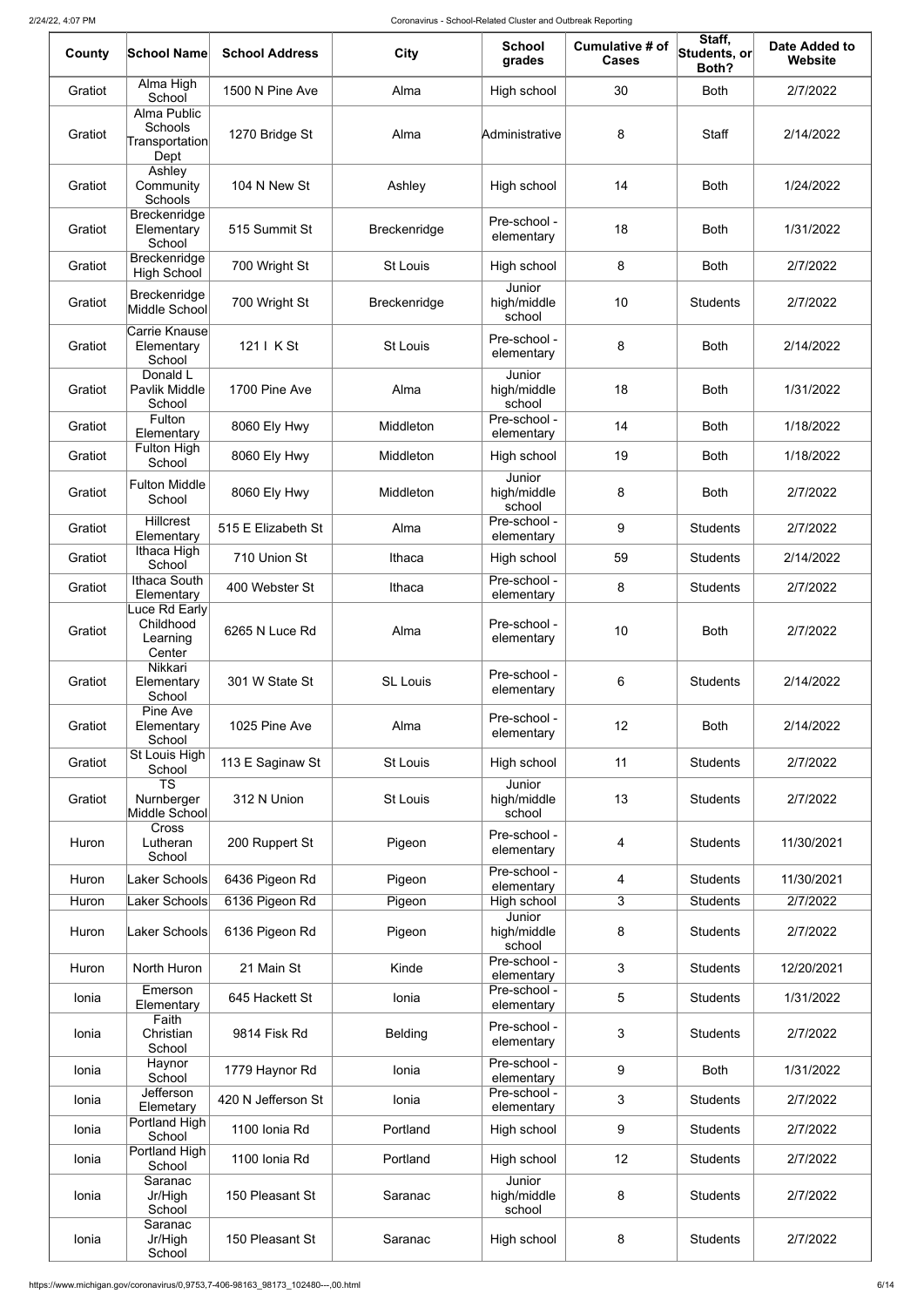| County | School Name | School Address | City | School grades | Cumulative # of Cases | Staff, Students, or Both? | Date Added to Website |
|---|---|---|---|---|---|---|---|
| Gratiot | Alma High School | 1500 N Pine Ave | Alma | High school | 30 | Both | 2/7/2022 |
| Gratiot | Alma Public Schools Transportation Dept | 1270 Bridge St | Alma | Administrative | 8 | Staff | 2/14/2022 |
| Gratiot | Ashley Community Schools | 104 N New St | Ashley | High school | 14 | Both | 1/24/2022 |
| Gratiot | Breckenridge Elementary School | 515 Summit St | Breckenridge | Pre-school - elementary | 18 | Both | 1/31/2022 |
| Gratiot | Breckenridge High School | 700 Wright St | St Louis | High school | 8 | Both | 2/7/2022 |
| Gratiot | Breckenridge Middle School | 700 Wright St | Breckenridge | Junior high/middle school | 10 | Students | 2/7/2022 |
| Gratiot | Carrie Knause Elementary School | 121 I K St | St Louis | Pre-school - elementary | 8 | Both | 2/14/2022 |
| Gratiot | Donald L Pavlik Middle School | 1700 Pine Ave | Alma | Junior high/middle school | 18 | Both | 1/31/2022 |
| Gratiot | Fulton Elementary | 8060 Ely Hwy | Middleton | Pre-school - elementary | 14 | Both | 1/18/2022 |
| Gratiot | Fulton High School | 8060 Ely Hwy | Middleton | High school | 19 | Both | 1/18/2022 |
| Gratiot | Fulton Middle School | 8060 Ely Hwy | Middleton | Junior high/middle school | 8 | Both | 2/7/2022 |
| Gratiot | Hillcrest Elementary | 515 E Elizabeth St | Alma | Pre-school - elementary | 9 | Students | 2/7/2022 |
| Gratiot | Ithaca High School | 710 Union St | Ithaca | High school | 59 | Students | 2/14/2022 |
| Gratiot | Ithaca South Elementary | 400 Webster St | Ithaca | Pre-school - elementary | 8 | Students | 2/7/2022 |
| Gratiot | Luce Rd Early Childhood Learning Center | 6265 N Luce Rd | Alma | Pre-school - elementary | 10 | Both | 2/7/2022 |
| Gratiot | Nikkari Elementary School | 301 W State St | SL Louis | Pre-school - elementary | 6 | Students | 2/14/2022 |
| Gratiot | Pine Ave Elementary School | 1025 Pine Ave | Alma | Pre-school - elementary | 12 | Both | 2/14/2022 |
| Gratiot | St Louis High School | 113 E Saginaw St | St Louis | High school | 11 | Students | 2/7/2022 |
| Gratiot | TS Nurnberger Middle School | 312 N Union | St Louis | Junior high/middle school | 13 | Students | 2/7/2022 |
| Huron | Cross Lutheran School | 200 Ruppert St | Pigeon | Pre-school - elementary | 4 | Students | 11/30/2021 |
| Huron | Laker Schools | 6436 Pigeon Rd | Pigeon | Pre-school - elementary | 4 | Students | 11/30/2021 |
| Huron | Laker Schools | 6136 Pigeon Rd | Pigeon | High school | 3 | Students | 2/7/2022 |
| Huron | Laker Schools | 6136 Pigeon Rd | Pigeon | Junior high/middle school | 8 | Students | 2/7/2022 |
| Huron | North Huron | 21 Main St | Kinde | Pre-school - elementary | 3 | Students | 12/20/2021 |
| Ionia | Emerson Elementary | 645 Hackett St | Ionia | Pre-school - elementary | 5 | Students | 1/31/2022 |
| Ionia | Faith Christian School | 9814 Fisk Rd | Belding | Pre-school - elementary | 3 | Students | 2/7/2022 |
| Ionia | Haynor School | 1779 Haynor Rd | Ionia | Pre-school - elementary | 9 | Both | 1/31/2022 |
| Ionia | Jefferson Elemetary | 420 N Jefferson St | Ionia | Pre-school - elementary | 3 | Students | 2/7/2022 |
| Ionia | Portland High School | 1100 Ionia Rd | Portland | High school | 9 | Students | 2/7/2022 |
| Ionia | Portland High School | 1100 Ionia Rd | Portland | High school | 12 | Students | 2/7/2022 |
| Ionia | Saranac Jr/High School | 150 Pleasant St | Saranac | Junior high/middle school | 8 | Students | 2/7/2022 |
| Ionia | Saranac Jr/High School | 150 Pleasant St | Saranac | High school | 8 | Students | 2/7/2022 |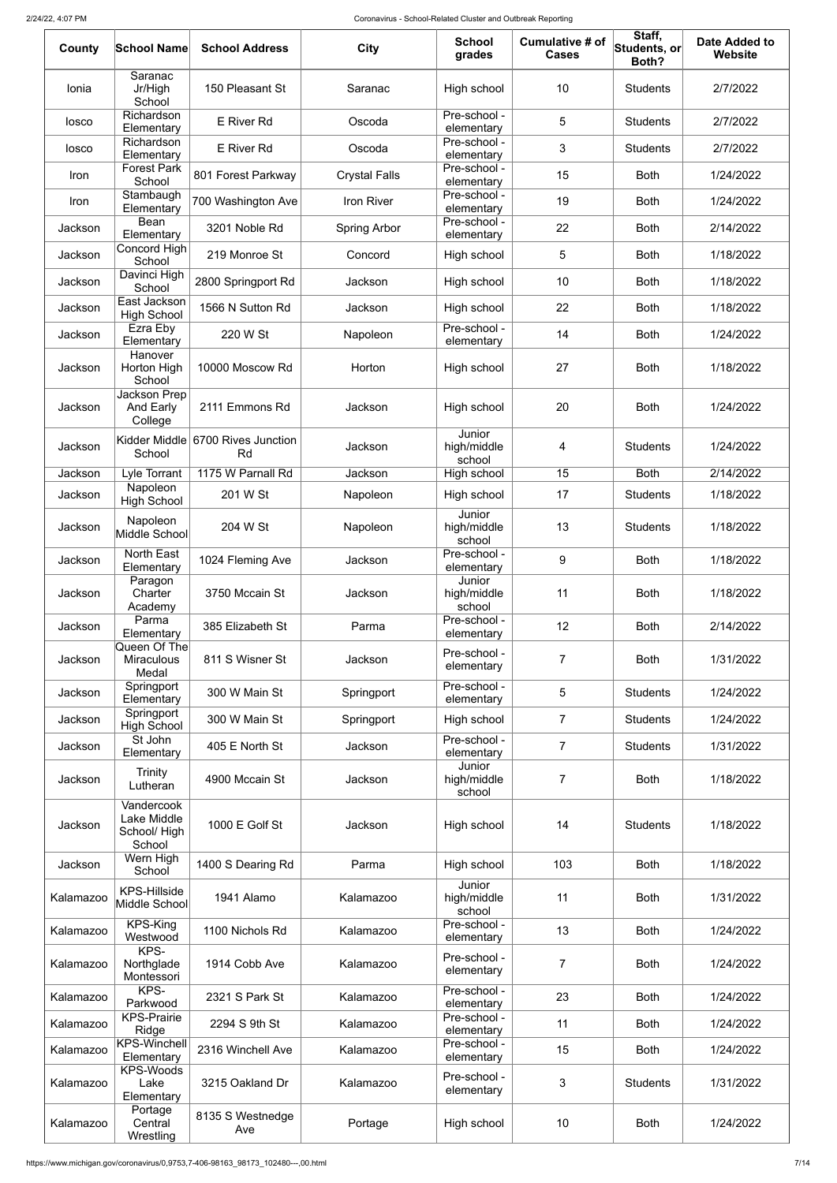| County | School Name | School Address | City | School grades | Cumulative # of Cases | Staff, Students, or Both? | Date Added to Website |
|---|---|---|---|---|---|---|---|
| Ionia | Saranac Jr/High School | 150 Pleasant St | Saranac | High school | 10 | Students | 2/7/2022 |
| Iosco | Richardson Elementary | E River Rd | Oscoda | Pre-school - elementary | 5 | Students | 2/7/2022 |
| Iosco | Richardson Elementary | E River Rd | Oscoda | Pre-school - elementary | 3 | Students | 2/7/2022 |
| Iron | Forest Park School | 801 Forest Parkway | Crystal Falls | Pre-school - elementary | 15 | Both | 1/24/2022 |
| Iron | Stambaugh Elementary | 700 Washington Ave | Iron River | Pre-school - elementary | 19 | Both | 1/24/2022 |
| Jackson | Bean Elementary | 3201 Noble Rd | Spring Arbor | Pre-school - elementary | 22 | Both | 2/14/2022 |
| Jackson | Concord High School | 219 Monroe St | Concord | High school | 5 | Both | 1/18/2022 |
| Jackson | Davinci High School | 2800 Springport Rd | Jackson | High school | 10 | Both | 1/18/2022 |
| Jackson | East Jackson High School | 1566 N Sutton Rd | Jackson | High school | 22 | Both | 1/18/2022 |
| Jackson | Ezra Eby Elementary | 220 W St | Napoleon | Pre-school - elementary | 14 | Both | 1/24/2022 |
| Jackson | Hanover Horton High School | 10000 Moscow Rd | Horton | High school | 27 | Both | 1/18/2022 |
| Jackson | Jackson Prep And Early College | 2111 Emmons Rd | Jackson | High school | 20 | Both | 1/24/2022 |
| Jackson | Kidder Middle School | 6700 Rives Junction Rd | Jackson | Junior high/middle school | 4 | Students | 1/24/2022 |
| Jackson | Lyle Torrant | 1175 W Parnall Rd | Jackson | High school | 15 | Both | 2/14/2022 |
| Jackson | Napoleon High School | 201 W St | Napoleon | High school | 17 | Students | 1/18/2022 |
| Jackson | Napoleon Middle School | 204 W St | Napoleon | Junior high/middle school | 13 | Students | 1/18/2022 |
| Jackson | North East Elementary | 1024 Fleming Ave | Jackson | Pre-school - elementary | 9 | Both | 1/18/2022 |
| Jackson | Paragon Charter Academy | 3750 Mccain St | Jackson | Junior high/middle school | 11 | Both | 1/18/2022 |
| Jackson | Parma Elementary | 385 Elizabeth St | Parma | Pre-school - elementary | 12 | Both | 2/14/2022 |
| Jackson | Queen Of The Miraculous Medal | 811 S Wisner St | Jackson | Pre-school - elementary | 7 | Both | 1/31/2022 |
| Jackson | Springport Elementary | 300 W Main St | Springport | Pre-school - elementary | 5 | Students | 1/24/2022 |
| Jackson | Springport High School | 300 W Main St | Springport | High school | 7 | Students | 1/24/2022 |
| Jackson | St John Elementary | 405 E North St | Jackson | Pre-school - elementary | 7 | Students | 1/31/2022 |
| Jackson | Trinity Lutheran | 4900 Mccain St | Jackson | Junior high/middle school | 7 | Both | 1/18/2022 |
| Jackson | Vandercook Lake Middle School/ High School | 1000 E Golf St | Jackson | High school | 14 | Students | 1/18/2022 |
| Jackson | Wern High School | 1400 S Dearing Rd | Parma | High school | 103 | Both | 1/18/2022 |
| Kalamazoo | KPS-Hillside Middle School | 1941 Alamo | Kalamazoo | Junior high/middle school | 11 | Both | 1/31/2022 |
| Kalamazoo | KPS-King Westwood | 1100 Nichols Rd | Kalamazoo | Pre-school - elementary | 13 | Both | 1/24/2022 |
| Kalamazoo | KPS-Northglade Montessori | 1914 Cobb Ave | Kalamazoo | Pre-school - elementary | 7 | Both | 1/24/2022 |
| Kalamazoo | KPS-Parkwood | 2321 S Park St | Kalamazoo | Pre-school - elementary | 23 | Both | 1/24/2022 |
| Kalamazoo | KPS-Prairie Ridge | 2294 S 9th St | Kalamazoo | Pre-school - elementary | 11 | Both | 1/24/2022 |
| Kalamazoo | KPS-Winchell Elementary | 2316 Winchell Ave | Kalamazoo | Pre-school - elementary | 15 | Both | 1/24/2022 |
| Kalamazoo | KPS-Woods Lake Elementary | 3215 Oakland Dr | Kalamazoo | Pre-school - elementary | 3 | Students | 1/31/2022 |
| Kalamazoo | Portage Central Wrestling | 8135 S Westnedge Ave | Portage | High school | 10 | Both | 1/24/2022 |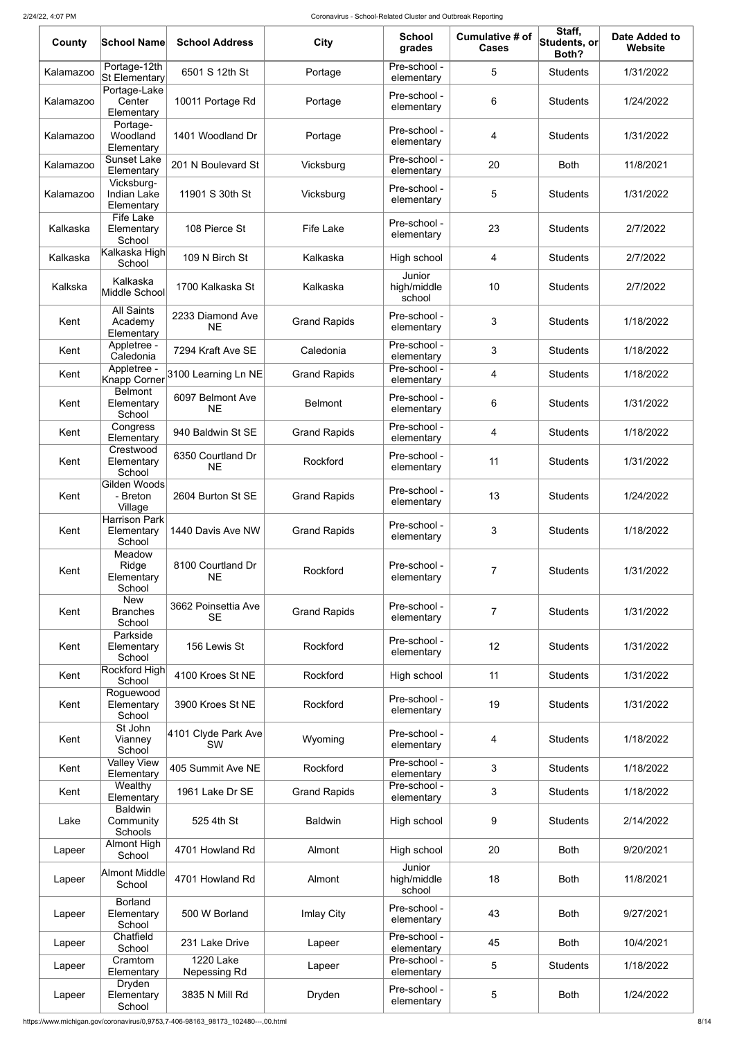| County | School Name | School Address | City | School grades | Cumulative # of Cases | Staff, Students, or Both? | Date Added to Website |
|---|---|---|---|---|---|---|---|
| Kalamazoo | Portage-12th St Elementary | 6501 S 12th St | Portage | Pre-school - elementary | 5 | Students | 1/31/2022 |
| Kalamazoo | Portage-Lake Center Elementary | 10011 Portage Rd | Portage | Pre-school - elementary | 6 | Students | 1/24/2022 |
| Kalamazoo | Portage-Woodland Elementary | 1401 Woodland Dr | Portage | Pre-school - elementary | 4 | Students | 1/31/2022 |
| Kalamazoo | Sunset Lake Elementary | 201 N Boulevard St | Vicksburg | Pre-school - elementary | 20 | Both | 11/8/2021 |
| Kalamazoo | Vicksburg-Indian Lake Elementary | 11901 S 30th St | Vicksburg | Pre-school - elementary | 5 | Students | 1/31/2022 |
| Kalkaska | Fife Lake Elementary School | 108 Pierce St | Fife Lake | Pre-school - elementary | 23 | Students | 2/7/2022 |
| Kalkaska | Kalkaska High School | 109 N Birch St | Kalkaska | High school | 4 | Students | 2/7/2022 |
| Kalkska | Kalkaska Middle School | 1700 Kalkaska St | Kalkaska | Junior high/middle school | 10 | Students | 2/7/2022 |
| Kent | All Saints Academy Elementary | 2233 Diamond Ave NE | Grand Rapids | Pre-school - elementary | 3 | Students | 1/18/2022 |
| Kent | Appletree - Caledonia | 7294 Kraft Ave SE | Caledonia | Pre-school - elementary | 3 | Students | 1/18/2022 |
| Kent | Appletree - Knapp Corner | 3100 Learning Ln NE | Grand Rapids | Pre-school - elementary | 4 | Students | 1/18/2022 |
| Kent | Belmont Elementary School | 6097 Belmont Ave NE | Belmont | Pre-school - elementary | 6 | Students | 1/31/2022 |
| Kent | Congress Elementary | 940 Baldwin St SE | Grand Rapids | Pre-school - elementary | 4 | Students | 1/18/2022 |
| Kent | Crestwood Elementary School | 6350 Courtland Dr NE | Rockford | Pre-school - elementary | 11 | Students | 1/31/2022 |
| Kent | Gilden Woods - Breton Village | 2604 Burton St SE | Grand Rapids | Pre-school - elementary | 13 | Students | 1/24/2022 |
| Kent | Harrison Park Elementary School | 1440 Davis Ave NW | Grand Rapids | Pre-school - elementary | 3 | Students | 1/18/2022 |
| Kent | Meadow Ridge Elementary School | 8100 Courtland Dr NE | Rockford | Pre-school - elementary | 7 | Students | 1/31/2022 |
| Kent | New Branches School | 3662 Poinsettia Ave SE | Grand Rapids | Pre-school - elementary | 7 | Students | 1/31/2022 |
| Kent | Parkside Elementary School | 156 Lewis St | Rockford | Pre-school - elementary | 12 | Students | 1/31/2022 |
| Kent | Rockford High School | 4100 Kroes St NE | Rockford | High school | 11 | Students | 1/31/2022 |
| Kent | Roguewood Elementary School | 3900 Kroes St NE | Rockford | Pre-school - elementary | 19 | Students | 1/31/2022 |
| Kent | St John Vianney School | 4101 Clyde Park Ave SW | Wyoming | Pre-school - elementary | 4 | Students | 1/18/2022 |
| Kent | Valley View Elementary | 405 Summit Ave NE | Rockford | Pre-school - elementary | 3 | Students | 1/18/2022 |
| Kent | Wealthy Elementary | 1961 Lake Dr SE | Grand Rapids | Pre-school - elementary | 3 | Students | 1/18/2022 |
| Lake | Baldwin Community Schools | 525 4th St | Baldwin | High school | 9 | Students | 2/14/2022 |
| Lapeer | Almont High School | 4701 Howland Rd | Almont | High school | 20 | Both | 9/20/2021 |
| Lapeer | Almont Middle School | 4701 Howland Rd | Almont | Junior high/middle school | 18 | Both | 11/8/2021 |
| Lapeer | Borland Elementary School | 500 W Borland | Imlay City | Pre-school - elementary | 43 | Both | 9/27/2021 |
| Lapeer | Chatfield School | 231 Lake Drive | Lapeer | Pre-school - elementary | 45 | Both | 10/4/2021 |
| Lapeer | Cramtom Elementary | 1220 Lake Nepessing Rd | Lapeer | Pre-school - elementary | 5 | Students | 1/18/2022 |
| Lapeer | Dryden Elementary School | 3835 N Mill Rd | Dryden | Pre-school - elementary | 5 | Both | 1/24/2022 |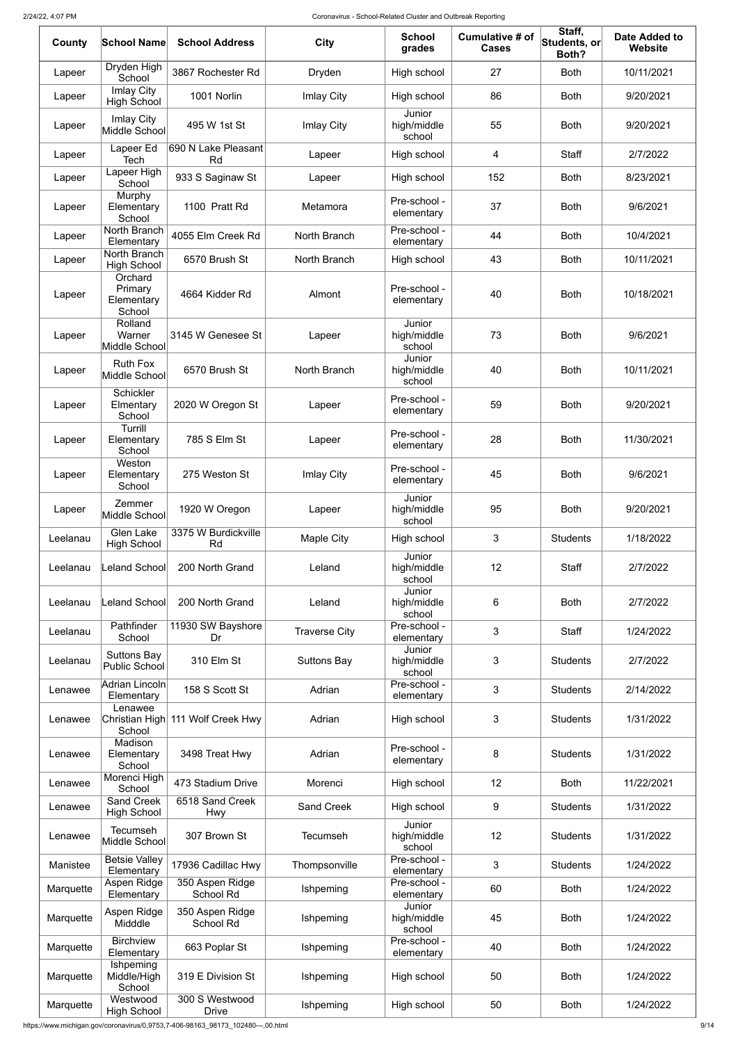| County | School Name | School Address | City | School grades | Cumulative # of Cases | Staff, Students, or Both? | Date Added to Website |
|---|---|---|---|---|---|---|---|
| Lapeer | Dryden High School | 3867 Rochester Rd | Dryden | High school | 27 | Both | 10/11/2021 |
| Lapeer | Imlay City High School | 1001 Norlin | Imlay City | High school | 86 | Both | 9/20/2021 |
| Lapeer | Imlay City Middle School | 495 W 1st St | Imlay City | Junior high/middle school | 55 | Both | 9/20/2021 |
| Lapeer | Lapeer Ed Tech | 690 N Lake Pleasant Rd | Lapeer | High school | 4 | Staff | 2/7/2022 |
| Lapeer | Lapeer High School | 933 S Saginaw St | Lapeer | High school | 152 | Both | 8/23/2021 |
| Lapeer | Murphy Elementary School | 1100 Pratt Rd | Metamora | Pre-school - elementary | 37 | Both | 9/6/2021 |
| Lapeer | North Branch Elementary | 4055 Elm Creek Rd | North Branch | Pre-school - elementary | 44 | Both | 10/4/2021 |
| Lapeer | North Branch High School | 6570 Brush St | North Branch | High school | 43 | Both | 10/11/2021 |
| Lapeer | Orchard Primary Elementary School | 4664 Kidder Rd | Almont | Pre-school - elementary | 40 | Both | 10/18/2021 |
| Lapeer | Rolland Warner Middle School | 3145 W Genesee St | Lapeer | Junior high/middle school | 73 | Both | 9/6/2021 |
| Lapeer | Ruth Fox Middle School | 6570 Brush St | North Branch | Junior high/middle school | 40 | Both | 10/11/2021 |
| Lapeer | Schickler Elmentary School | 2020 W Oregon St | Lapeer | Pre-school - elementary | 59 | Both | 9/20/2021 |
| Lapeer | Turrill Elementary School | 785 S Elm St | Lapeer | Pre-school - elementary | 28 | Both | 11/30/2021 |
| Lapeer | Weston Elementary School | 275 Weston St | Imlay City | Pre-school - elementary | 45 | Both | 9/6/2021 |
| Lapeer | Zemmer Middle School | 1920 W Oregon | Lapeer | Junior high/middle school | 95 | Both | 9/20/2021 |
| Leelanau | Glen Lake High School | 3375 W Burdickville Rd | Maple City | High school | 3 | Students | 1/18/2022 |
| Leelanau | Leland School | 200 North Grand | Leland | Junior high/middle school | 12 | Staff | 2/7/2022 |
| Leelanau | Leland School | 200 North Grand | Leland | Junior high/middle school | 6 | Both | 2/7/2022 |
| Leelanau | Pathfinder School | 11930 SW Bayshore Dr | Traverse City | Pre-school - elementary | 3 | Staff | 1/24/2022 |
| Leelanau | Suttons Bay Public School | 310 Elm St | Suttons Bay | Junior high/middle school | 3 | Students | 2/7/2022 |
| Lenawee | Adrian Lincoln Elementary | 158 S Scott St | Adrian | Pre-school - elementary | 3 | Students | 2/14/2022 |
| Lenawee | Lenawee Christian High School | 111 Wolf Creek Hwy | Adrian | High school | 3 | Students | 1/31/2022 |
| Lenawee | Madison Elementary School | 3498 Treat Hwy | Adrian | Pre-school - elementary | 8 | Students | 1/31/2022 |
| Lenawee | Morenci High School | 473 Stadium Drive | Morenci | High school | 12 | Both | 11/22/2021 |
| Lenawee | Sand Creek High School | 6518 Sand Creek Hwy | Sand Creek | High school | 9 | Students | 1/31/2022 |
| Lenawee | Tecumseh Middle School | 307 Brown St | Tecumseh | Junior high/middle school | 12 | Students | 1/31/2022 |
| Manistee | Betsie Valley Elementary | 17936 Cadillac Hwy | Thompsonville | Pre-school - elementary | 3 | Students | 1/24/2022 |
| Marquette | Aspen Ridge Elementary | 350 Aspen Ridge School Rd | Ishpeming | Pre-school - elementary | 60 | Both | 1/24/2022 |
| Marquette | Aspen Ridge Midddle | 350 Aspen Ridge School Rd | Ishpeming | Junior high/middle school | 45 | Both | 1/24/2022 |
| Marquette | Birchview Elementary | 663 Poplar St | Ishpeming | Pre-school - elementary | 40 | Both | 1/24/2022 |
| Marquette | Ishpeming Middle/High School | 319 E Division St | Ishpeming | High school | 50 | Both | 1/24/2022 |
| Marquette | Westwood High School | 300 S Westwood Drive | Ishpeming | High school | 50 | Both | 1/24/2022 |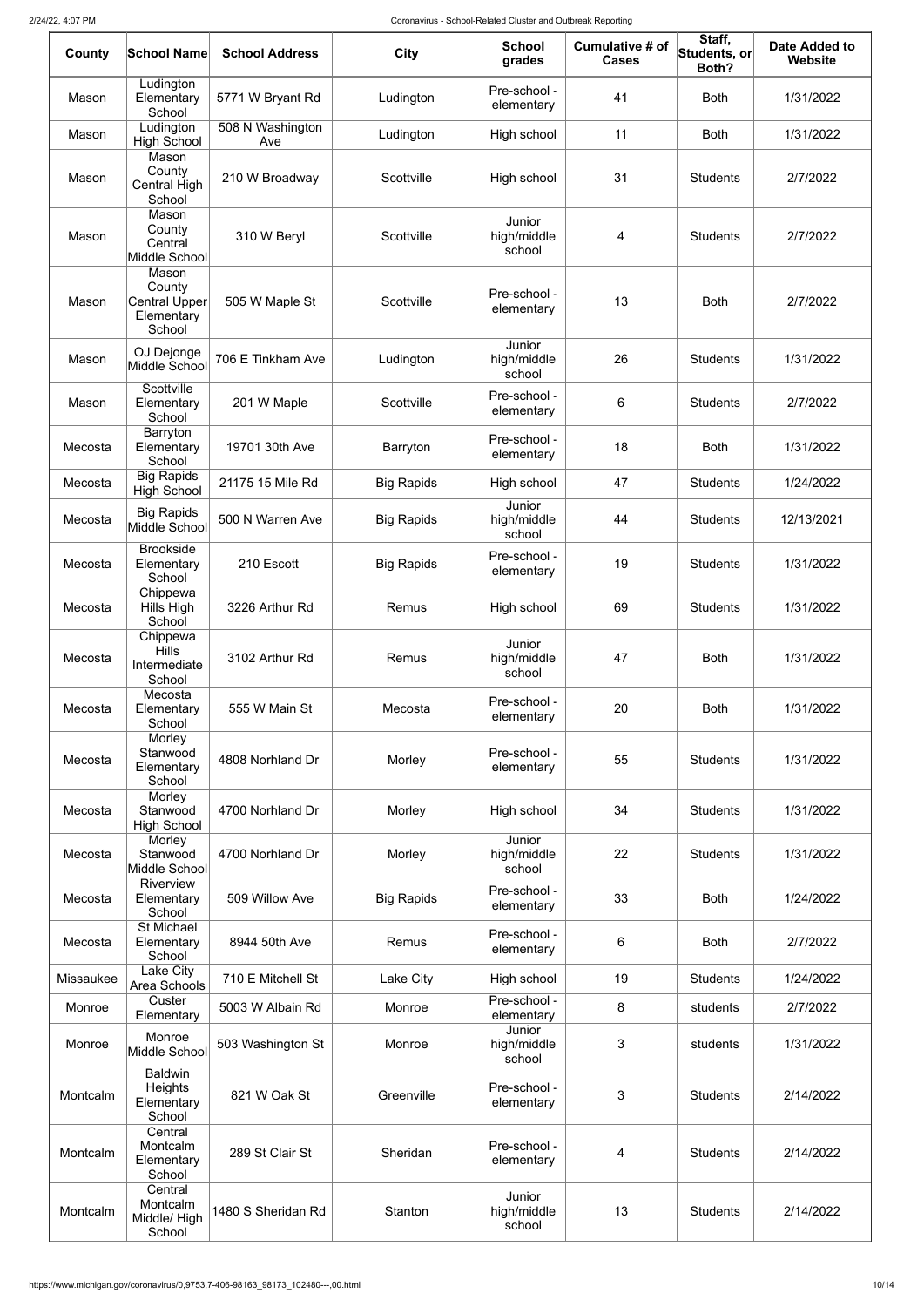| County | School Name | School Address | City | School grades | Cumulative # of Cases | Staff, Students, or Both? | Date Added to Website |
|---|---|---|---|---|---|---|---|
| Mason | Ludington Elementary School | 5771 W Bryant Rd | Ludington | Pre-school - elementary | 41 | Both | 1/31/2022 |
| Mason | Ludington High School | 508 N Washington Ave | Ludington | High school | 11 | Both | 1/31/2022 |
| Mason | Mason County Central High School | 210 W Broadway | Scottville | High school | 31 | Students | 2/7/2022 |
| Mason | Mason County Central Middle School | 310 W Beryl | Scottville | Junior high/middle school | 4 | Students | 2/7/2022 |
| Mason | Mason County Central Upper Elementary School | 505 W Maple St | Scottville | Pre-school - elementary | 13 | Both | 2/7/2022 |
| Mason | OJ Dejonge Middle School | 706 E Tinkham Ave | Ludington | Junior high/middle school | 26 | Students | 1/31/2022 |
| Mason | Scottville Elementary School | 201 W Maple | Scottville | Pre-school - elementary | 6 | Students | 2/7/2022 |
| Mecosta | Barryton Elementary School | 19701 30th Ave | Barryton | Pre-school - elementary | 18 | Both | 1/31/2022 |
| Mecosta | Big Rapids High School | 21175 15 Mile Rd | Big Rapids | High school | 47 | Students | 1/24/2022 |
| Mecosta | Big Rapids Middle School | 500 N Warren Ave | Big Rapids | Junior high/middle school | 44 | Students | 12/13/2021 |
| Mecosta | Brookside Elementary School | 210 Escott | Big Rapids | Pre-school - elementary | 19 | Students | 1/31/2022 |
| Mecosta | Chippewa Hills High School | 3226 Arthur Rd | Remus | High school | 69 | Students | 1/31/2022 |
| Mecosta | Chippewa Hills Intermediate School | 3102 Arthur Rd | Remus | Junior high/middle school | 47 | Both | 1/31/2022 |
| Mecosta | Mecosta Elementary School | 555 W Main St | Mecosta | Pre-school - elementary | 20 | Both | 1/31/2022 |
| Mecosta | Morley Stanwood Elementary School | 4808 Norhland Dr | Morley | Pre-school - elementary | 55 | Students | 1/31/2022 |
| Mecosta | Morley Stanwood High School | 4700 Norhland Dr | Morley | High school | 34 | Students | 1/31/2022 |
| Mecosta | Morley Stanwood Middle School | 4700 Norhland Dr | Morley | Junior high/middle school | 22 | Students | 1/31/2022 |
| Mecosta | Riverview Elementary School | 509 Willow Ave | Big Rapids | Pre-school - elementary | 33 | Both | 1/24/2022 |
| Mecosta | St Michael Elementary School | 8944 50th Ave | Remus | Pre-school - elementary | 6 | Both | 2/7/2022 |
| Missaukee | Lake City Area Schools | 710 E Mitchell St | Lake City | High school | 19 | Students | 1/24/2022 |
| Monroe | Custer Elementary | 5003 W Albain Rd | Monroe | Pre-school - elementary | 8 | students | 2/7/2022 |
| Monroe | Monroe Middle School | 503 Washington St | Monroe | Junior high/middle school | 3 | students | 1/31/2022 |
| Montcalm | Baldwin Heights Elementary School | 821 W Oak St | Greenville | Pre-school - elementary | 3 | Students | 2/14/2022 |
| Montcalm | Central Montcalm Elementary School | 289 St Clair St | Sheridan | Pre-school - elementary | 4 | Students | 2/14/2022 |
| Montcalm | Central Montcalm Middle/ High School | 1480 S Sheridan Rd | Stanton | Junior high/middle school | 13 | Students | 2/14/2022 |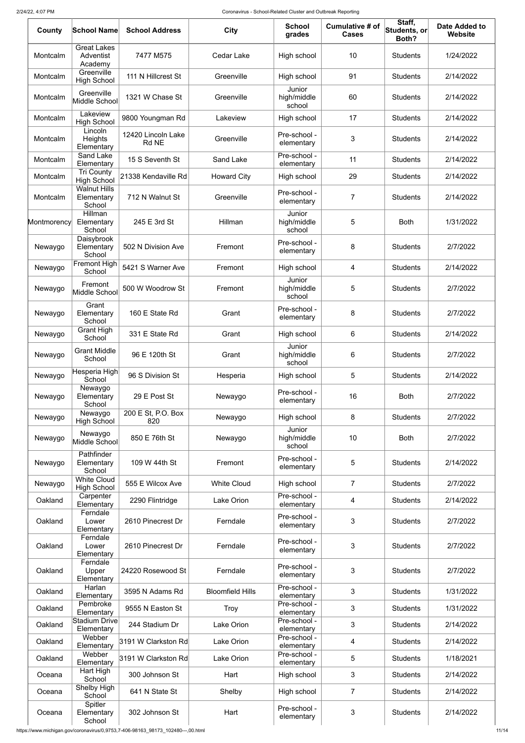| County | School Name | School Address | City | School grades | Cumulative # of Cases | Staff, Students, or Both? | Date Added to Website |
|---|---|---|---|---|---|---|---|
| Montcalm | Great Lakes Adventist Academy | 7477 M575 | Cedar Lake | High school | 10 | Students | 1/24/2022 |
| Montcalm | Greenville High School | 111 N Hillcrest St | Greenville | High school | 91 | Students | 2/14/2022 |
| Montcalm | Greenville Middle School | 1321 W Chase St | Greenville | Junior high/middle school | 60 | Students | 2/14/2022 |
| Montcalm | Lakeview High School | 9800 Youngman Rd | Lakeview | High school | 17 | Students | 2/14/2022 |
| Montcalm | Lincoln Heights Elementary | 12420 Lincoln Lake Rd NE | Greenville | Pre-school - elementary | 3 | Students | 2/14/2022 |
| Montcalm | Sand Lake Elementary | 15 S Seventh St | Sand Lake | Pre-school - elementary | 11 | Students | 2/14/2022 |
| Montcalm | Tri County High School | 21338 Kendaville Rd | Howard City | High school | 29 | Students | 2/14/2022 |
| Montcalm | Walnut Hills Elementary School | 712 N Walnut St | Greenville | Pre-school - elementary | 7 | Students | 2/14/2022 |
| Montmorency | Hillman Elementary School | 245 E 3rd St | Hillman | Junior high/middle school | 5 | Both | 1/31/2022 |
| Newaygo | Daisybrook Elementary School | 502 N Division Ave | Fremont | Pre-school - elementary | 8 | Students | 2/7/2022 |
| Newaygo | Fremont High School | 5421 S Warner Ave | Fremont | High school | 4 | Students | 2/14/2022 |
| Newaygo | Fremont Middle School | 500 W Woodrow St | Fremont | Junior high/middle school | 5 | Students | 2/7/2022 |
| Newaygo | Grant Elementary School | 160 E State Rd | Grant | Pre-school - elementary | 8 | Students | 2/7/2022 |
| Newaygo | Grant High School | 331 E State Rd | Grant | High school | 6 | Students | 2/14/2022 |
| Newaygo | Grant Middle School | 96 E 120th St | Grant | Junior high/middle school | 6 | Students | 2/7/2022 |
| Newaygo | Hesperia High School | 96 S Division St | Hesperia | High school | 5 | Students | 2/14/2022 |
| Newaygo | Newaygo Elementary School | 29 E Post St | Newaygo | Pre-school - elementary | 16 | Both | 2/7/2022 |
| Newaygo | Newaygo High School | 200 E St, P.O. Box 820 | Newaygo | High school | 8 | Students | 2/7/2022 |
| Newaygo | Newaygo Middle School | 850 E 76th St | Newaygo | Junior high/middle school | 10 | Both | 2/7/2022 |
| Newaygo | Pathfinder Elementary School | 109 W 44th St | Fremont | Pre-school - elementary | 5 | Students | 2/14/2022 |
| Newaygo | White Cloud High School | 555 E Wilcox Ave | White Cloud | High school | 7 | Students | 2/7/2022 |
| Oakland | Carpenter Elementary | 2290 Flintridge | Lake Orion | Pre-school - elementary | 4 | Students | 2/14/2022 |
| Oakland | Ferndale Lower Elementary | 2610 Pinecrest Dr | Ferndale | Pre-school - elementary | 3 | Students | 2/7/2022 |
| Oakland | Ferndale Lower Elementary | 2610 Pinecrest Dr | Ferndale | Pre-school - elementary | 3 | Students | 2/7/2022 |
| Oakland | Ferndale Upper Elementary | 24220 Rosewood St | Ferndale | Pre-school - elementary | 3 | Students | 2/7/2022 |
| Oakland | Harlan Elementary | 3595 N Adams Rd | Bloomfield Hills | Pre-school - elementary | 3 | Students | 1/31/2022 |
| Oakland | Pembroke Elementary | 9555 N Easton St | Troy | Pre-school - elementary | 3 | Students | 1/31/2022 |
| Oakland | Stadium Drive Elementary | 244 Stadium Dr | Lake Orion | Pre-school - elementary | 3 | Students | 2/14/2022 |
| Oakland | Webber Elementary | 3191 W Clarkston Rd | Lake Orion | Pre-school - elementary | 4 | Students | 2/14/2022 |
| Oakland | Webber Elementary | 3191 W Clarkston Rd | Lake Orion | Pre-school - elementary | 5 | Students | 1/18/2021 |
| Oceana | Hart High School | 300 Johnson St | Hart | High school | 3 | Students | 2/14/2022 |
| Oceana | Shelby High School | 641 N State St | Shelby | High school | 7 | Students | 2/14/2022 |
| Oceana | Spitler Elementary School | 302 Johnson St | Hart | Pre-school - elementary | 3 | Students | 2/14/2022 |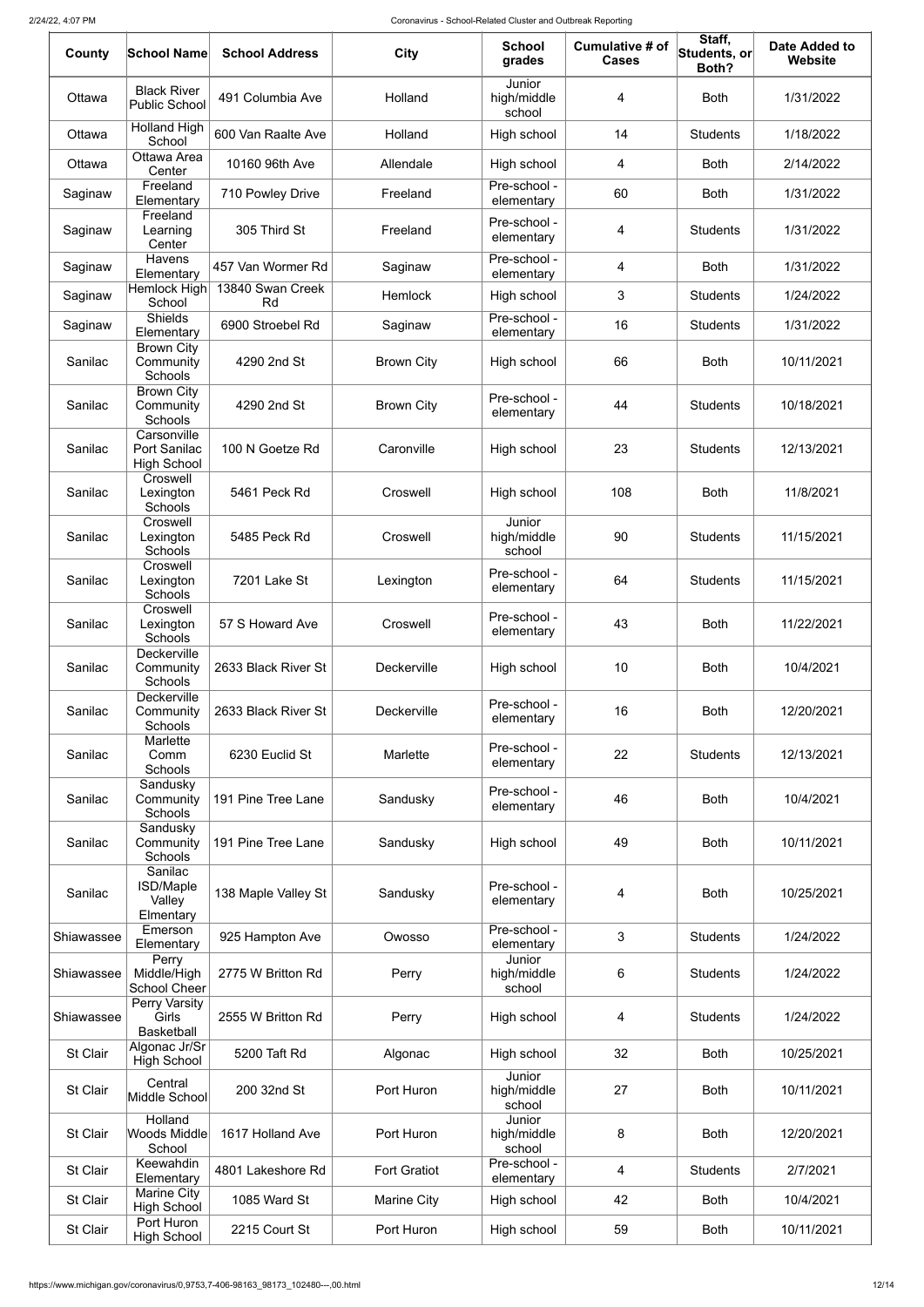| County | School Name | School Address | City | School grades | Cumulative # of Cases | Staff, Students, or Both? | Date Added to Website |
|---|---|---|---|---|---|---|---|
| Ottawa | Black River Public School | 491 Columbia Ave | Holland | Junior high/middle school | 4 | Both | 1/31/2022 |
| Ottawa | Holland High School | 600 Van Raalte Ave | Holland | High school | 14 | Students | 1/18/2022 |
| Ottawa | Ottawa Area Center | 10160 96th Ave | Allendale | High school | 4 | Both | 2/14/2022 |
| Saginaw | Freeland Elementary | 710 Powley Drive | Freeland | Pre-school - elementary | 60 | Both | 1/31/2022 |
| Saginaw | Freeland Learning Center | 305 Third St | Freeland | Pre-school - elementary | 4 | Students | 1/31/2022 |
| Saginaw | Havens Elementary | 457 Van Wormer Rd | Saginaw | Pre-school - elementary | 4 | Both | 1/31/2022 |
| Saginaw | Hemlock High School | 13840 Swan Creek Rd | Hemlock | High school | 3 | Students | 1/24/2022 |
| Saginaw | Shields Elementary | 6900 Stroebel Rd | Saginaw | Pre-school - elementary | 16 | Students | 1/31/2022 |
| Sanilac | Brown City Community Schools | 4290 2nd St | Brown City | High school | 66 | Both | 10/11/2021 |
| Sanilac | Brown City Community Schools | 4290 2nd St | Brown City | Pre-school - elementary | 44 | Students | 10/18/2021 |
| Sanilac | Carsonville Port Sanilac High School | 100 N Goetze Rd | Caronville | High school | 23 | Students | 12/13/2021 |
| Sanilac | Croswell Lexington Schools | 5461 Peck Rd | Croswell | High school | 108 | Both | 11/8/2021 |
| Sanilac | Croswell Lexington Schools | 5485 Peck Rd | Croswell | Junior high/middle school | 90 | Students | 11/15/2021 |
| Sanilac | Croswell Lexington Schools | 7201 Lake St | Lexington | Pre-school - elementary | 64 | Students | 11/15/2021 |
| Sanilac | Croswell Lexington Schools | 57 S Howard Ave | Croswell | Pre-school - elementary | 43 | Both | 11/22/2021 |
| Sanilac | Deckerville Community Schools | 2633 Black River St | Deckerville | High school | 10 | Both | 10/4/2021 |
| Sanilac | Deckerville Community Schools | 2633 Black River St | Deckerville | Pre-school - elementary | 16 | Both | 12/20/2021 |
| Sanilac | Marlette Comm Schools | 6230 Euclid St | Marlette | Pre-school - elementary | 22 | Students | 12/13/2021 |
| Sanilac | Sandusky Community Schools | 191 Pine Tree Lane | Sandusky | Pre-school - elementary | 46 | Both | 10/4/2021 |
| Sanilac | Sandusky Community Schools | 191 Pine Tree Lane | Sandusky | High school | 49 | Both | 10/11/2021 |
| Sanilac | Sanilac ISD/Maple Valley Elmentary | 138 Maple Valley St | Sandusky | Pre-school - elementary | 4 | Both | 10/25/2021 |
| Shiawassee | Emerson Elementary | 925 Hampton Ave | Owosso | Pre-school - elementary | 3 | Students | 1/24/2022 |
| Shiawassee | Perry Middle/High School Cheer | 2775 W Britton Rd | Perry | Junior high/middle school | 6 | Students | 1/24/2022 |
| Shiawassee | Perry Varsity Girls Basketball | 2555 W Britton Rd | Perry | High school | 4 | Students | 1/24/2022 |
| St Clair | Algonac Jr/Sr High School | 5200 Taft Rd | Algonac | High school | 32 | Both | 10/25/2021 |
| St Clair | Central Middle School | 200 32nd St | Port Huron | Junior high/middle school | 27 | Both | 10/11/2021 |
| St Clair | Holland Woods Middle School | 1617 Holland Ave | Port Huron | Junior high/middle school | 8 | Both | 12/20/2021 |
| St Clair | Keewahdin Elementary | 4801 Lakeshore Rd | Fort Gratiot | Pre-school - elementary | 4 | Students | 2/7/2021 |
| St Clair | Marine City High School | 1085 Ward St | Marine City | High school | 42 | Both | 10/4/2021 |
| St Clair | Port Huron High School | 2215 Court St | Port Huron | High school | 59 | Both | 10/11/2021 |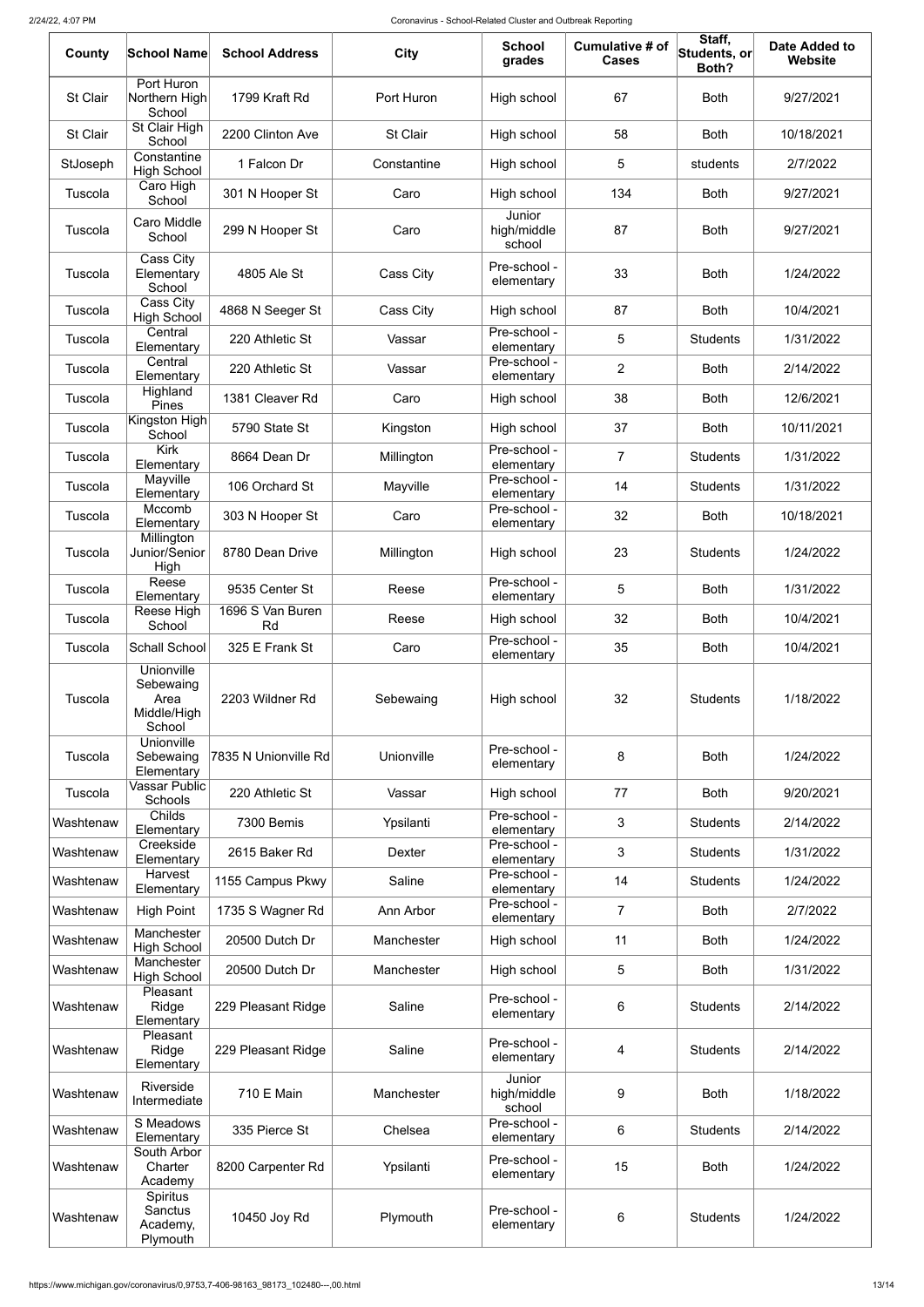| County | School Name | School Address | City | School grades | Cumulative # of Cases | Staff, Students, or Both? | Date Added to Website |
| --- | --- | --- | --- | --- | --- | --- | --- |
| St Clair | Port Huron Northern High School | 1799 Kraft Rd | Port Huron | High school | 67 | Both | 9/27/2021 |
| St Clair | St Clair High School | 2200 Clinton Ave | St Clair | High school | 58 | Both | 10/18/2021 |
| StJoseph | Constantine High School | 1 Falcon Dr | Constantine | High school | 5 | students | 2/7/2022 |
| Tuscola | Caro High School | 301 N Hooper St | Caro | High school | 134 | Both | 9/27/2021 |
| Tuscola | Caro Middle School | 299 N Hooper St | Caro | Junior high/middle school | 87 | Both | 9/27/2021 |
| Tuscola | Cass City Elementary School | 4805 Ale St | Cass City | Pre-school - elementary | 33 | Both | 1/24/2022 |
| Tuscola | Cass City High School | 4868 N Seeger St | Cass City | High school | 87 | Both | 10/4/2021 |
| Tuscola | Central Elementary | 220 Athletic St | Vassar | Pre-school - elementary | 5 | Students | 1/31/2022 |
| Tuscola | Central Elementary | 220 Athletic St | Vassar | Pre-school - elementary | 2 | Both | 2/14/2022 |
| Tuscola | Highland Pines | 1381 Cleaver Rd | Caro | High school | 38 | Both | 12/6/2021 |
| Tuscola | Kingston High School | 5790 State St | Kingston | High school | 37 | Both | 10/11/2021 |
| Tuscola | Kirk Elementary | 8664 Dean Dr | Millington | Pre-school - elementary | 7 | Students | 1/31/2022 |
| Tuscola | Mayville Elementary | 106 Orchard St | Mayville | Pre-school - elementary | 14 | Students | 1/31/2022 |
| Tuscola | Mccomb Elementary | 303 N Hooper St | Caro | Pre-school - elementary | 32 | Both | 10/18/2021 |
| Tuscola | Millington Junior/Senior High | 8780 Dean Drive | Millington | High school | 23 | Students | 1/24/2022 |
| Tuscola | Reese Elementary | 9535 Center St | Reese | Pre-school - elementary | 5 | Both | 1/31/2022 |
| Tuscola | Reese High School | 1696 S Van Buren Rd | Reese | High school | 32 | Both | 10/4/2021 |
| Tuscola | Schall School | 325 E Frank St | Caro | Pre-school - elementary | 35 | Both | 10/4/2021 |
| Tuscola | Unionville Sebewaing Area Middle/High School | 2203 Wildner Rd | Sebewaing | High school | 32 | Students | 1/18/2022 |
| Tuscola | Unionville Sebewaing Elementary | 7835 N Unionville Rd | Unionville | Pre-school - elementary | 8 | Both | 1/24/2022 |
| Tuscola | Vassar Public Schools | 220 Athletic St | Vassar | High school | 77 | Both | 9/20/2021 |
| Washtenaw | Childs Elementary | 7300 Bemis | Ypsilanti | Pre-school - elementary | 3 | Students | 2/14/2022 |
| Washtenaw | Creekside Elementary | 2615 Baker Rd | Dexter | Pre-school - elementary | 3 | Students | 1/31/2022 |
| Washtenaw | Harvest Elementary | 1155 Campus Pkwy | Saline | Pre-school - elementary | 14 | Students | 1/24/2022 |
| Washtenaw | High Point | 1735 S Wagner Rd | Ann Arbor | Pre-school - elementary | 7 | Both | 2/7/2022 |
| Washtenaw | Manchester High School | 20500 Dutch Dr | Manchester | High school | 11 | Both | 1/24/2022 |
| Washtenaw | Manchester High School | 20500 Dutch Dr | Manchester | High school | 5 | Both | 1/31/2022 |
| Washtenaw | Pleasant Ridge Elementary | 229 Pleasant Ridge | Saline | Pre-school - elementary | 6 | Students | 2/14/2022 |
| Washtenaw | Pleasant Ridge Elementary | 229 Pleasant Ridge | Saline | Pre-school - elementary | 4 | Students | 2/14/2022 |
| Washtenaw | Riverside Intermediate | 710 E Main | Manchester | Junior high/middle school | 9 | Both | 1/18/2022 |
| Washtenaw | S Meadows Elementary | 335 Pierce St | Chelsea | Pre-school - elementary | 6 | Students | 2/14/2022 |
| Washtenaw | South Arbor Charter Academy | 8200 Carpenter Rd | Ypsilanti | Pre-school - elementary | 15 | Both | 1/24/2022 |
| Washtenaw | Spiritus Sanctus Academy, Plymouth | 10450 Joy Rd | Plymouth | Pre-school - elementary | 6 | Students | 1/24/2022 |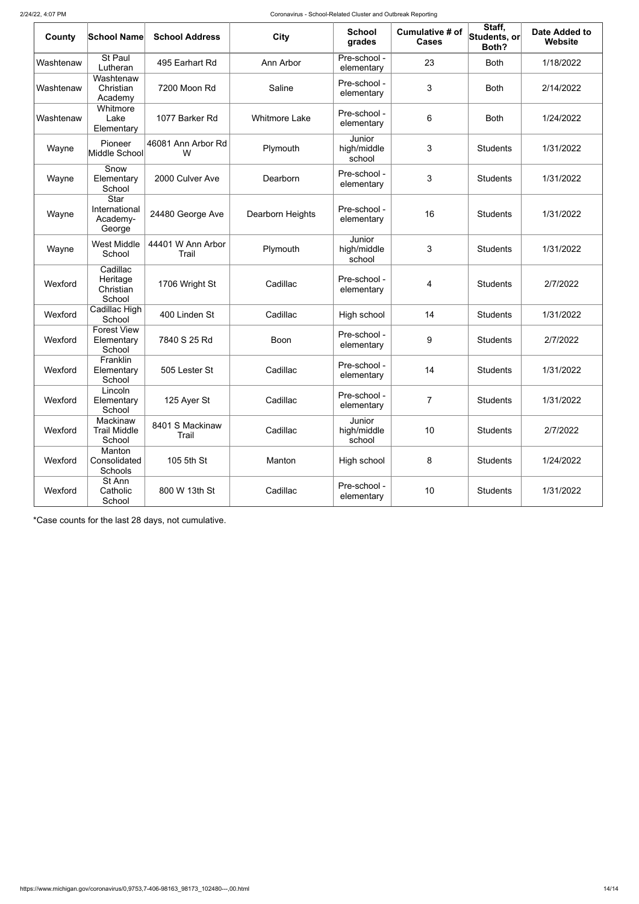| County | School Name | School Address | City | School grades | Cumulative # of Cases | Staff, Students, or Both? | Date Added to Website |
|---|---|---|---|---|---|---|---|
| Washtenaw | St Paul Lutheran | 495 Earhart Rd | Ann Arbor | Pre-school - elementary | 23 | Both | 1/18/2022 |
| Washtenaw | Washtenaw Christian Academy | 7200 Moon Rd | Saline | Pre-school - elementary | 3 | Both | 2/14/2022 |
| Washtenaw | Whitmore Lake Elementary | 1077 Barker Rd | Whitmore Lake | Pre-school - elementary | 6 | Both | 1/24/2022 |
| Wayne | Pioneer Middle School | 46081 Ann Arbor Rd W | Plymouth | Junior high/middle school | 3 | Students | 1/31/2022 |
| Wayne | Snow Elementary School | 2000 Culver Ave | Dearborn | Pre-school - elementary | 3 | Students | 1/31/2022 |
| Wayne | Star International Academy-George | 24480 George Ave | Dearborn Heights | Pre-school - elementary | 16 | Students | 1/31/2022 |
| Wayne | West Middle School | 44401 W Ann Arbor Trail | Plymouth | Junior high/middle school | 3 | Students | 1/31/2022 |
| Wexford | Cadillac Heritage Christian School | 1706 Wright St | Cadillac | Pre-school - elementary | 4 | Students | 2/7/2022 |
| Wexford | Cadillac High School | 400 Linden St | Cadillac | High school | 14 | Students | 1/31/2022 |
| Wexford | Forest View Elementary School | 7840 S 25 Rd | Boon | Pre-school - elementary | 9 | Students | 2/7/2022 |
| Wexford | Franklin Elementary School | 505 Lester St | Cadillac | Pre-school - elementary | 14 | Students | 1/31/2022 |
| Wexford | Lincoln Elementary School | 125 Ayer St | Cadillac | Pre-school - elementary | 7 | Students | 1/31/2022 |
| Wexford | Mackinaw Trail Middle School | 8401 S Mackinaw Trail | Cadillac | Junior high/middle school | 10 | Students | 2/7/2022 |
| Wexford | Manton Consolidated Schools | 105 5th St | Manton | High school | 8 | Students | 1/24/2022 |
| Wexford | St Ann Catholic School | 800 W 13th St | Cadillac | Pre-school - elementary | 10 | Students | 1/31/2022 |

*Case counts for the last 28 days, not cumulative.